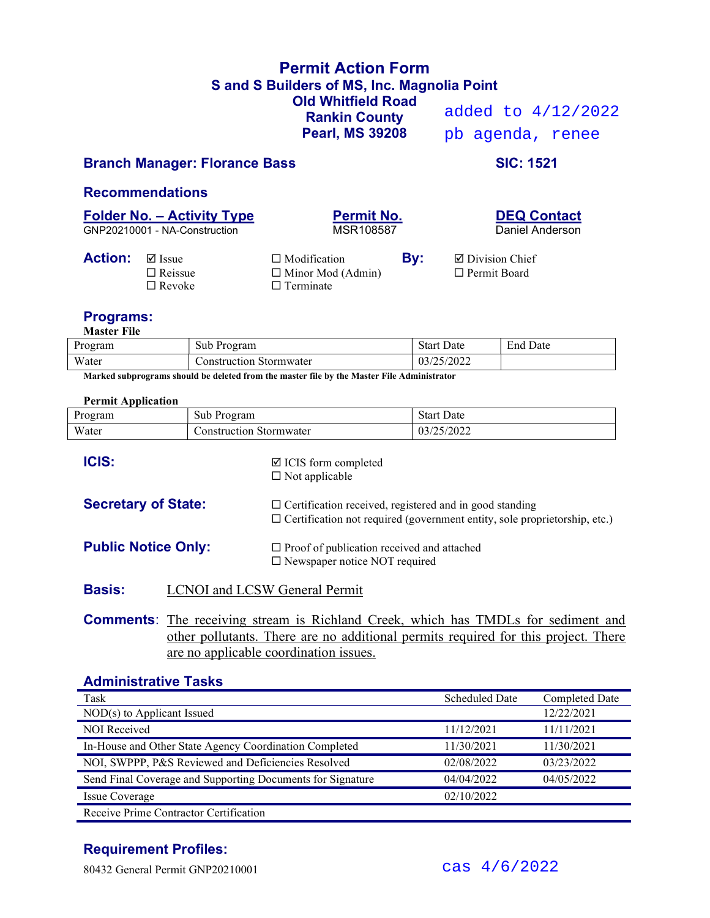# Permit Action Form

## S and S Builders of MS, Inc. Magnolia Point

**Old Whitfield Road**
**Rankin County**
**Pearl, MS 39208**

added to 4/12/2022
pb agenda, renee

**Branch Manager: Florance Bass** **SIC: 1521**

## Recommendations

| Folder No. – Activity Type | Permit No. | DEQ Contact |
|---|---|---|
| GNP20210001 - NA-Construction | MSR108587 | Daniel Anderson |

**Action:**
- ☑ Issue
- ☐ Reissue
- ☐ Revoke
- ☐ Modification
- ☐ Minor Mod (Admin)
- ☐ Terminate

**By:**
- ☑ Division Chief
- ☐ Permit Board

## Programs:

**Master File**

| Program | Sub Program | Start Date | End Date |
|---|---|---|---|
| Water | Construction Stormwater | 03/25/2022 | |

**Marked subprograms should be deleted from the master file by the Master File Administrator**

**Permit Application**

| Program | Sub Program | Start Date |
|---|---|---|
| Water | Construction Stormwater | 03/25/2022 |

**ICIS:**
- ☑ ICIS form completed
- ☐ Not applicable

**Secretary of State:**
- ☐ Certification received, registered and in good standing
- ☐ Certification not required (government entity, sole proprietorship, etc.)

**Public Notice Only:**
- ☐ Proof of publication received and attached
- ☐ Newspaper notice NOT required

**Basis:** LCNOI and LCSW General Permit

**Comments**: The receiving stream is Richland Creek, which has TMDLs for sediment and other pollutants. There are no additional permits required for this project. There are no applicable coordination issues.

## Administrative Tasks

| Task | Scheduled Date | Completed Date |
|---|---|---|
| NOD(s) to Applicant Issued | | 12/22/2021 |
| NOI Received | 11/12/2021 | 11/11/2021 |
| In-House and Other State Agency Coordination Completed | 11/30/2021 | 11/30/2021 |
| NOI, SWPPP, P&S Reviewed and Deficiencies Resolved | 02/08/2022 | 03/23/2022 |
| Send Final Coverage and Supporting Documents for Signature | 04/04/2022 | 04/05/2022 |
| Issue Coverage | 02/10/2022 | |
| Receive Prime Contractor Certification | | |

## Requirement Profiles:

80432 General Permit GNP20210001

cas 4/6/2022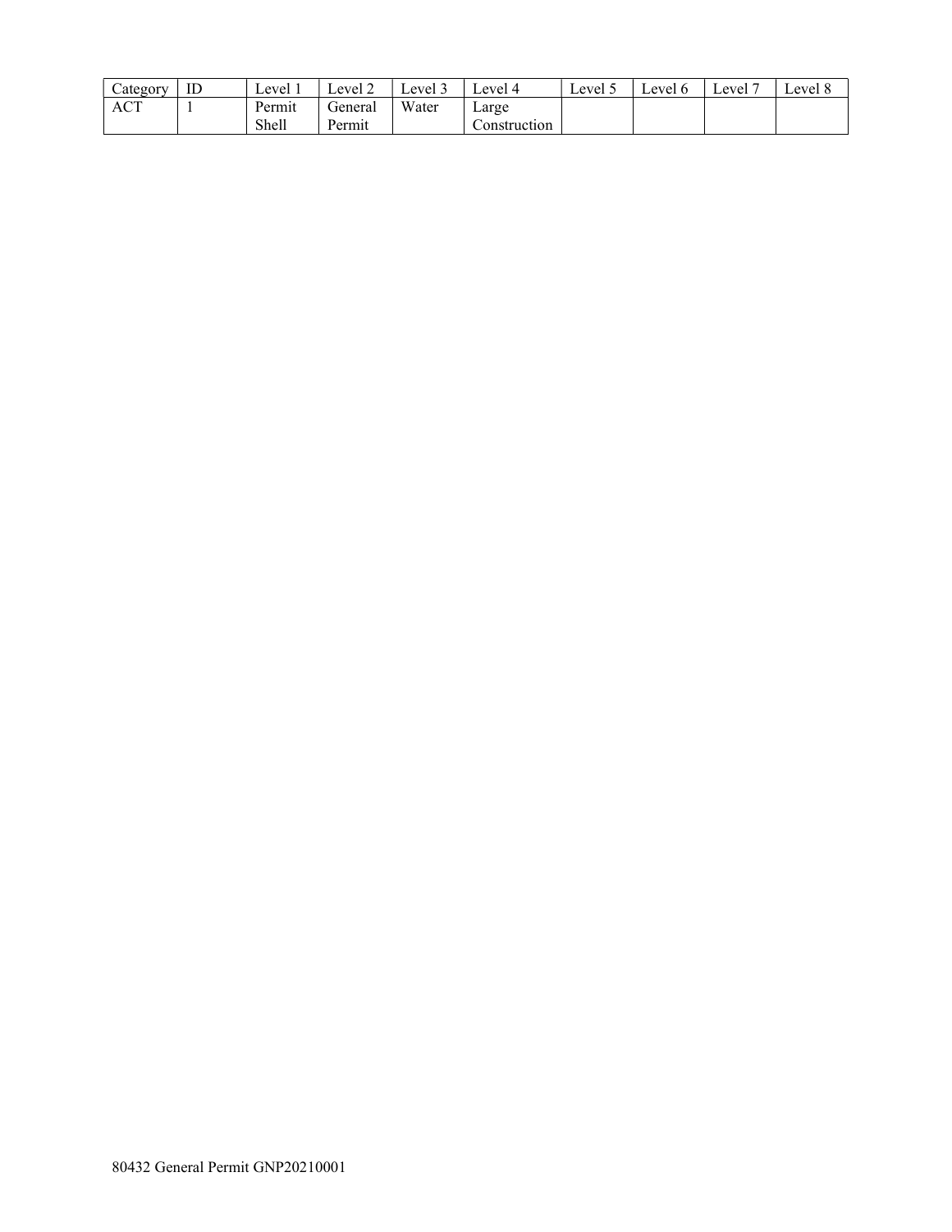| Category | ID | Level 1 | Level 2 | Level 3 | Level 4 | Level 5 | Level 6 | Level 7 | Level 8 |
|---|---|---|---|---|---|---|---|---|---|
| ACT | 1 | Permit Shell | General Permit | Water | Large Construction | | | | |